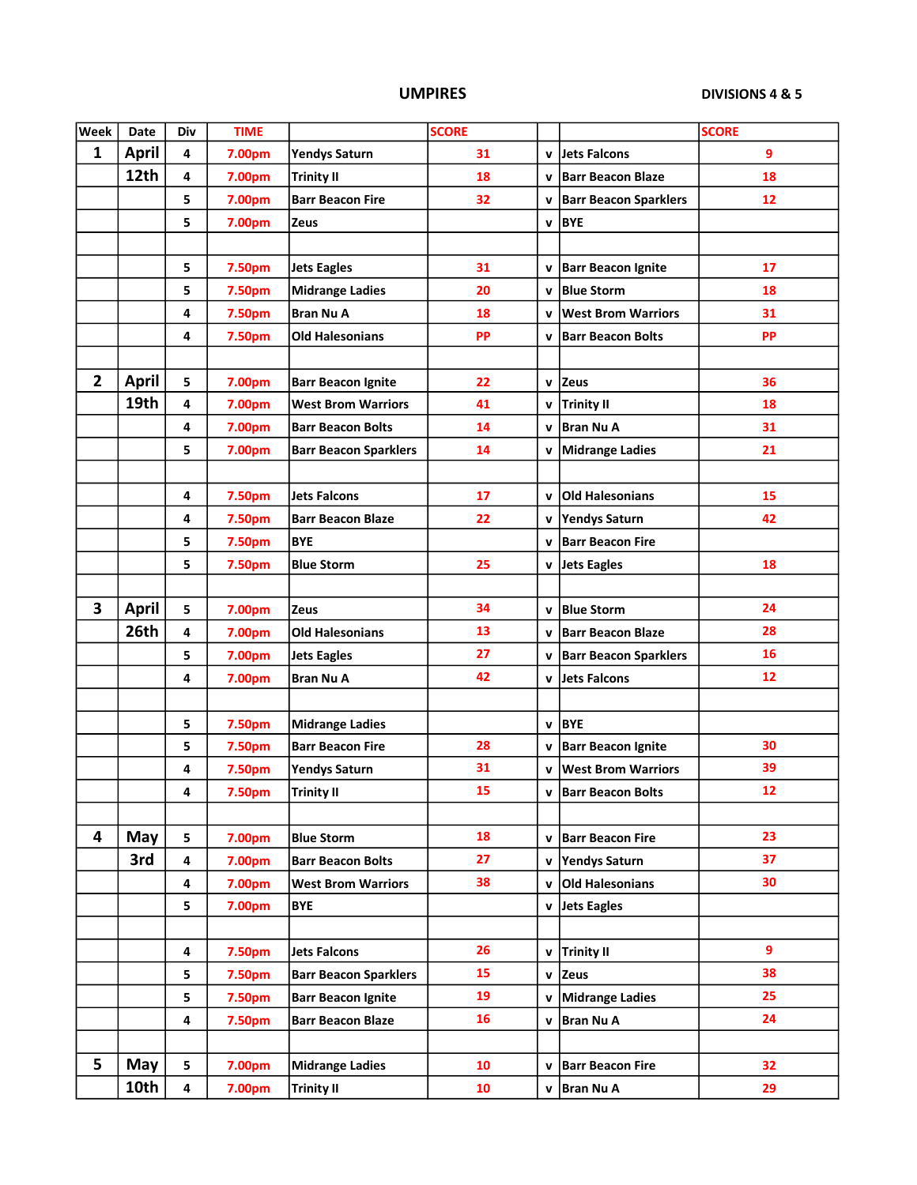# UMPIRES

DIVISIONS 4 & 5

| Week | Date | Div | TIME | | SCORE | | | SCORE |
|---|---|---|---|---|---|---|---|---|
| 1 | April | 4 | 7.00pm | Yendys Saturn | 31 | v | Jets Falcons | 9 |
| | 12th | 4 | 7.00pm | Trinity II | 18 | v | Barr Beacon Blaze | 18 |
| | | 5 | 7.00pm | Barr Beacon Fire | 32 | v | Barr Beacon Sparklers | 12 |
| | | 5 | 7.00pm | Zeus | | v | BYE | |
| | | | | | | | | |
| | | 5 | 7.50pm | Jets Eagles | 31 | v | Barr Beacon Ignite | 17 |
| | | 5 | 7.50pm | Midrange Ladies | 20 | v | Blue Storm | 18 |
| | | 4 | 7.50pm | Bran Nu A | 18 | v | West Brom Warriors | 31 |
| | | 4 | 7.50pm | Old Halesonians | PP | v | Barr Beacon Bolts | PP |
| | | | | | | | | |
| 2 | April | 5 | 7.00pm | Barr Beacon Ignite | 22 | v | Zeus | 36 |
| | 19th | 4 | 7.00pm | West Brom Warriors | 41 | v | Trinity II | 18 |
| | | 4 | 7.00pm | Barr Beacon Bolts | 14 | v | Bran Nu A | 31 |
| | | 5 | 7.00pm | Barr Beacon Sparklers | 14 | v | Midrange Ladies | 21 |
| | | | | | | | | |
| | | 4 | 7.50pm | Jets Falcons | 17 | v | Old Halesonians | 15 |
| | | 4 | 7.50pm | Barr Beacon Blaze | 22 | v | Yendys Saturn | 42 |
| | | 5 | 7.50pm | BYE | | v | Barr Beacon Fire | |
| | | 5 | 7.50pm | Blue Storm | 25 | v | Jets Eagles | 18 |
| | | | | | | | | |
| 3 | April | 5 | 7.00pm | Zeus | 34 | v | Blue Storm | 24 |
| | 26th | 4 | 7.00pm | Old Halesonians | 13 | v | Barr Beacon Blaze | 28 |
| | | 5 | 7.00pm | Jets Eagles | 27 | v | Barr Beacon Sparklers | 16 |
| | | 4 | 7.00pm | Bran Nu A | 42 | v | Jets Falcons | 12 |
| | | | | | | | | |
| | | 5 | 7.50pm | Midrange Ladies | | v | BYE | |
| | | 5 | 7.50pm | Barr Beacon Fire | 28 | v | Barr Beacon Ignite | 30 |
| | | 4 | 7.50pm | Yendys Saturn | 31 | v | West Brom Warriors | 39 |
| | | 4 | 7.50pm | Trinity II | 15 | v | Barr Beacon Bolts | 12 |
| | | | | | | | | |
| 4 | May | 5 | 7.00pm | Blue Storm | 18 | v | Barr Beacon Fire | 23 |
| | 3rd | 4 | 7.00pm | Barr Beacon Bolts | 27 | v | Yendys Saturn | 37 |
| | | 4 | 7.00pm | West Brom Warriors | 38 | v | Old Halesonians | 30 |
| | | 5 | 7.00pm | BYE | | v | Jets Eagles | |
| | | | | | | | | |
| | | 4 | 7.50pm | Jets Falcons | 26 | v | Trinity II | 9 |
| | | 5 | 7.50pm | Barr Beacon Sparklers | 15 | v | Zeus | 38 |
| | | 5 | 7.50pm | Barr Beacon Ignite | 19 | v | Midrange Ladies | 25 |
| | | 4 | 7.50pm | Barr Beacon Blaze | 16 | v | Bran Nu A | 24 |
| | | | | | | | | |
| 5 | May | 5 | 7.00pm | Midrange Ladies | 10 | v | Barr Beacon Fire | 32 |
| | 10th | 4 | 7.00pm | Trinity II | 10 | v | Bran Nu A | 29 |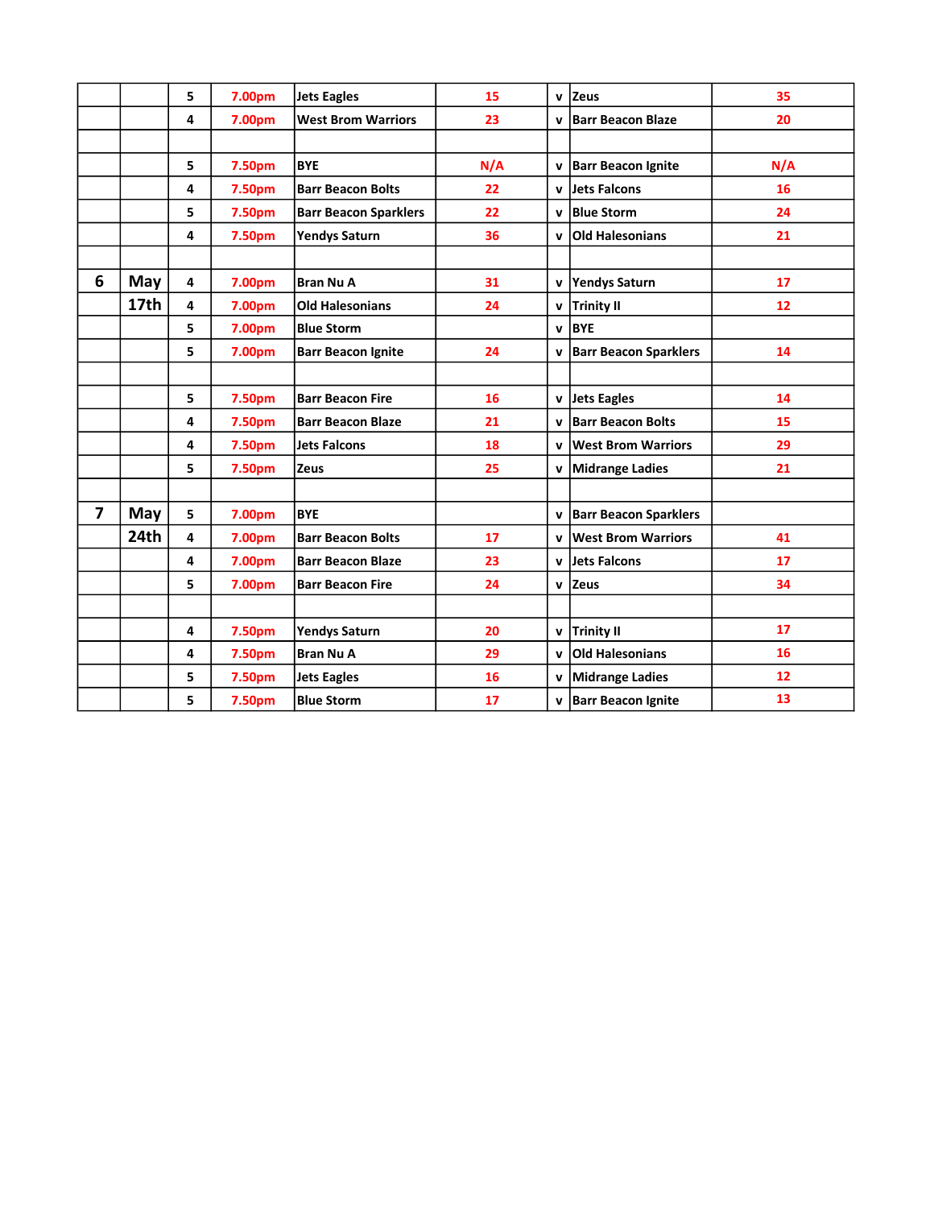| | | | | | | | | |
|---|---|---|---|---|---|---|---|---|
| | | 5 | 7.00pm | Jets Eagles | 15 | v | Zeus | 35 |
| | | 4 | 7.00pm | West Brom Warriors | 23 | v | Barr Beacon Blaze | 20 |
| | | | | | | | | |
| | | 5 | 7.50pm | BYE | N/A | v | Barr Beacon Ignite | N/A |
| | | 4 | 7.50pm | Barr Beacon Bolts | 22 | v | Jets Falcons | 16 |
| | | 5 | 7.50pm | Barr Beacon Sparklers | 22 | v | Blue Storm | 24 |
| | | 4 | 7.50pm | Yendys Saturn | 36 | v | Old Halesonians | 21 |
| | | | | | | | | |
| 6 | May | 4 | 7.00pm | Bran Nu A | 31 | v | Yendys Saturn | 17 |
| | 17th | 4 | 7.00pm | Old Halesonians | 24 | v | Trinity II | 12 |
| | | 5 | 7.00pm | Blue Storm | | v | BYE | |
| | | 5 | 7.00pm | Barr Beacon Ignite | 24 | v | Barr Beacon Sparklers | 14 |
| | | | | | | | | |
| | | 5 | 7.50pm | Barr Beacon Fire | 16 | v | Jets Eagles | 14 |
| | | 4 | 7.50pm | Barr Beacon Blaze | 21 | v | Barr Beacon Bolts | 15 |
| | | 4 | 7.50pm | Jets Falcons | 18 | v | West Brom Warriors | 29 |
| | | 5 | 7.50pm | Zeus | 25 | v | Midrange Ladies | 21 |
| | | | | | | | | |
| 7 | May | 5 | 7.00pm | BYE | | v | Barr Beacon Sparklers | |
| | 24th | 4 | 7.00pm | Barr Beacon Bolts | 17 | v | West Brom Warriors | 41 |
| | | 4 | 7.00pm | Barr Beacon Blaze | 23 | v | Jets Falcons | 17 |
| | | 5 | 7.00pm | Barr Beacon Fire | 24 | v | Zeus | 34 |
| | | | | | | | | |
| | | 4 | 7.50pm | Yendys Saturn | 20 | v | Trinity II | 17 |
| | | 4 | 7.50pm | Bran Nu A | 29 | v | Old Halesonians | 16 |
| | | 5 | 7.50pm | Jets Eagles | 16 | v | Midrange Ladies | 12 |
| | | 5 | 7.50pm | Blue Storm | 17 | v | Barr Beacon Ignite | 13 |